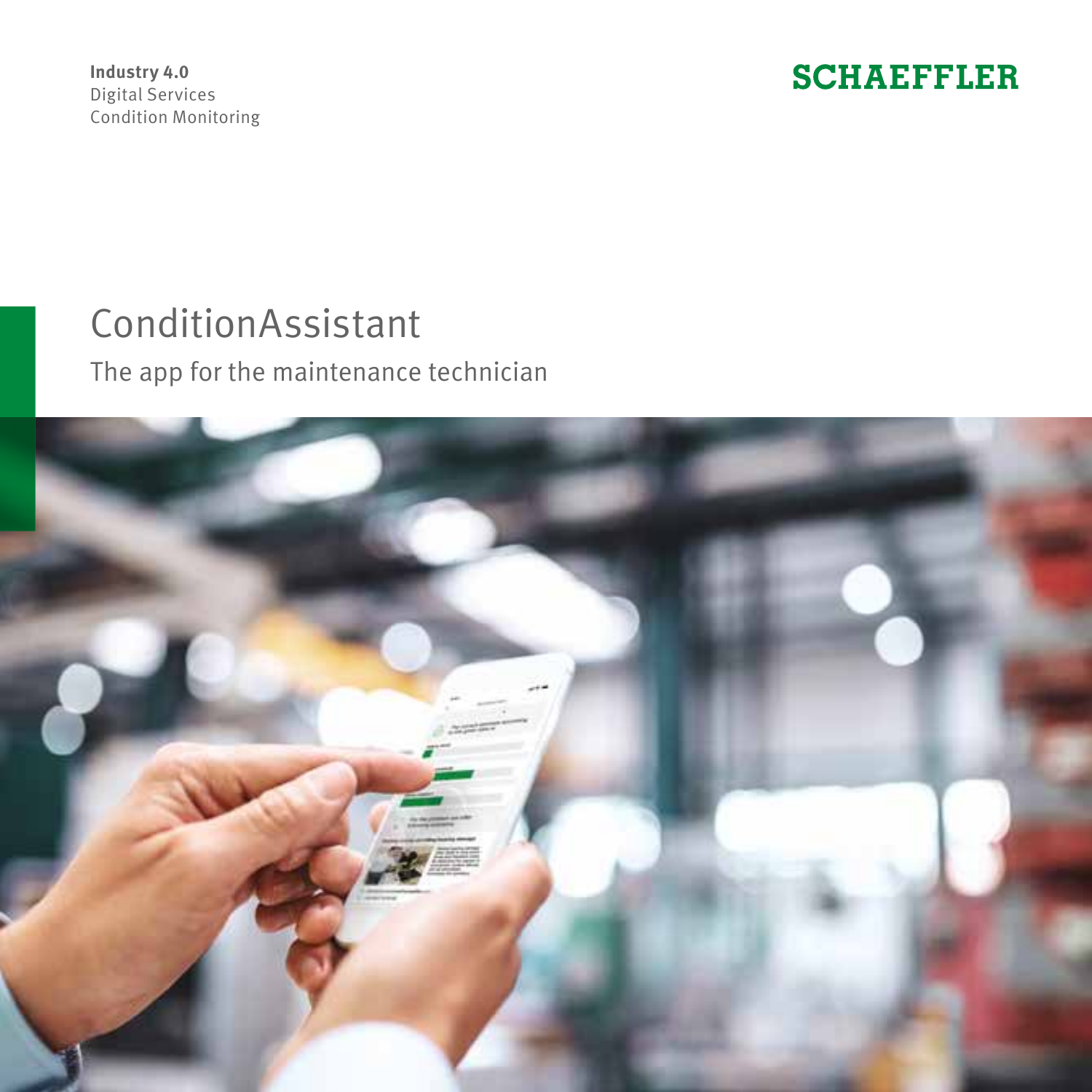**Industry 4.0**
Digital Services
Condition Monitoring

SCHAEFFLER

# ConditionAssistant

## The app for the maintenance technician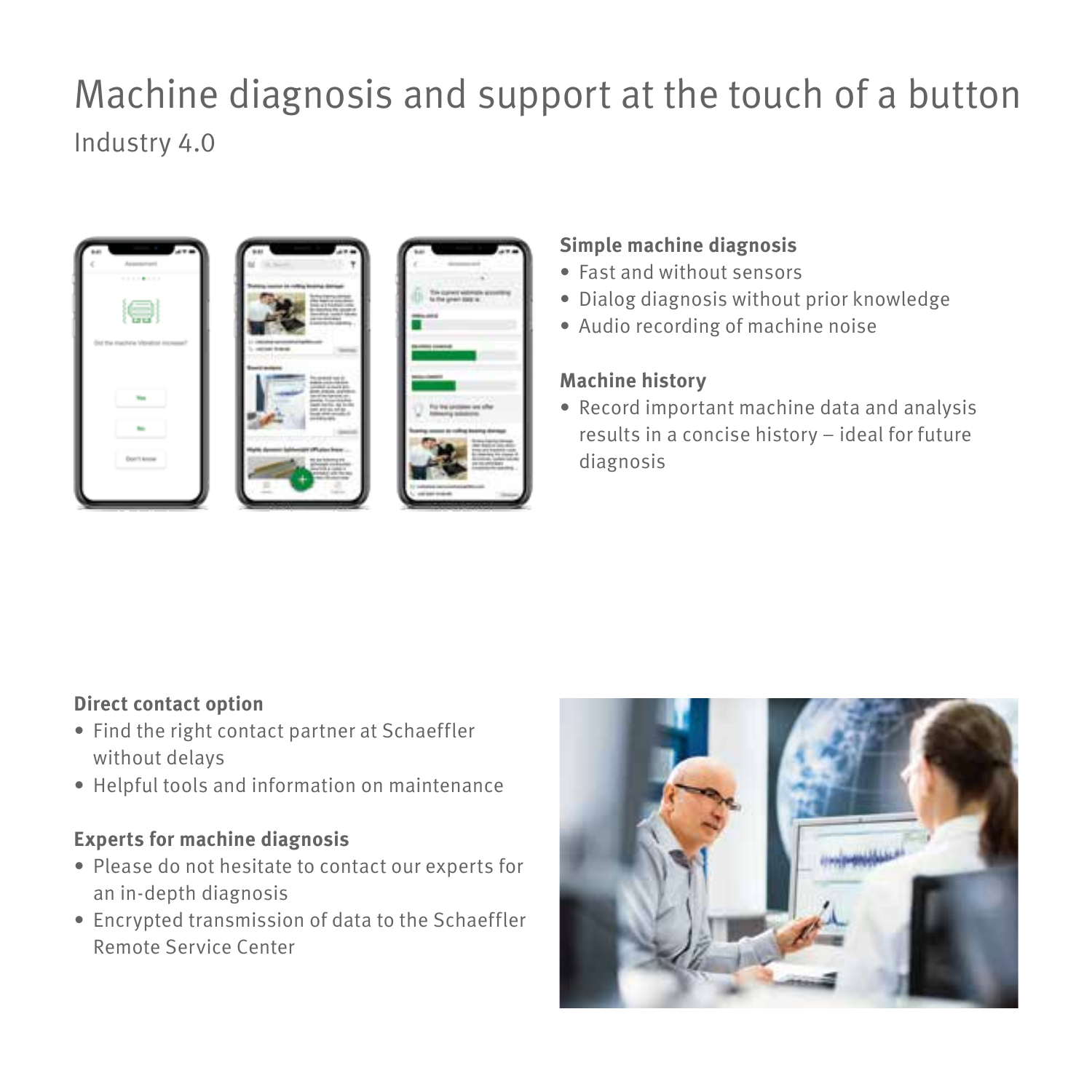# Machine diagnosis and support at the touch of a button

Industry 4.0

### Simple machine diagnosis

- Fast and without sensors
- Dialog diagnosis without prior knowledge
- Audio recording of machine noise

### Machine history

- Record important machine data and analysis results in a concise history – ideal for future diagnosis

### Direct contact option

- Find the right contact partner at Schaeffler without delays
- Helpful tools and information on maintenance

### Experts for machine diagnosis

- Please do not hesitate to contact our experts for an in-depth diagnosis
- Encrypted transmission of data to the Schaeffler Remote Service Center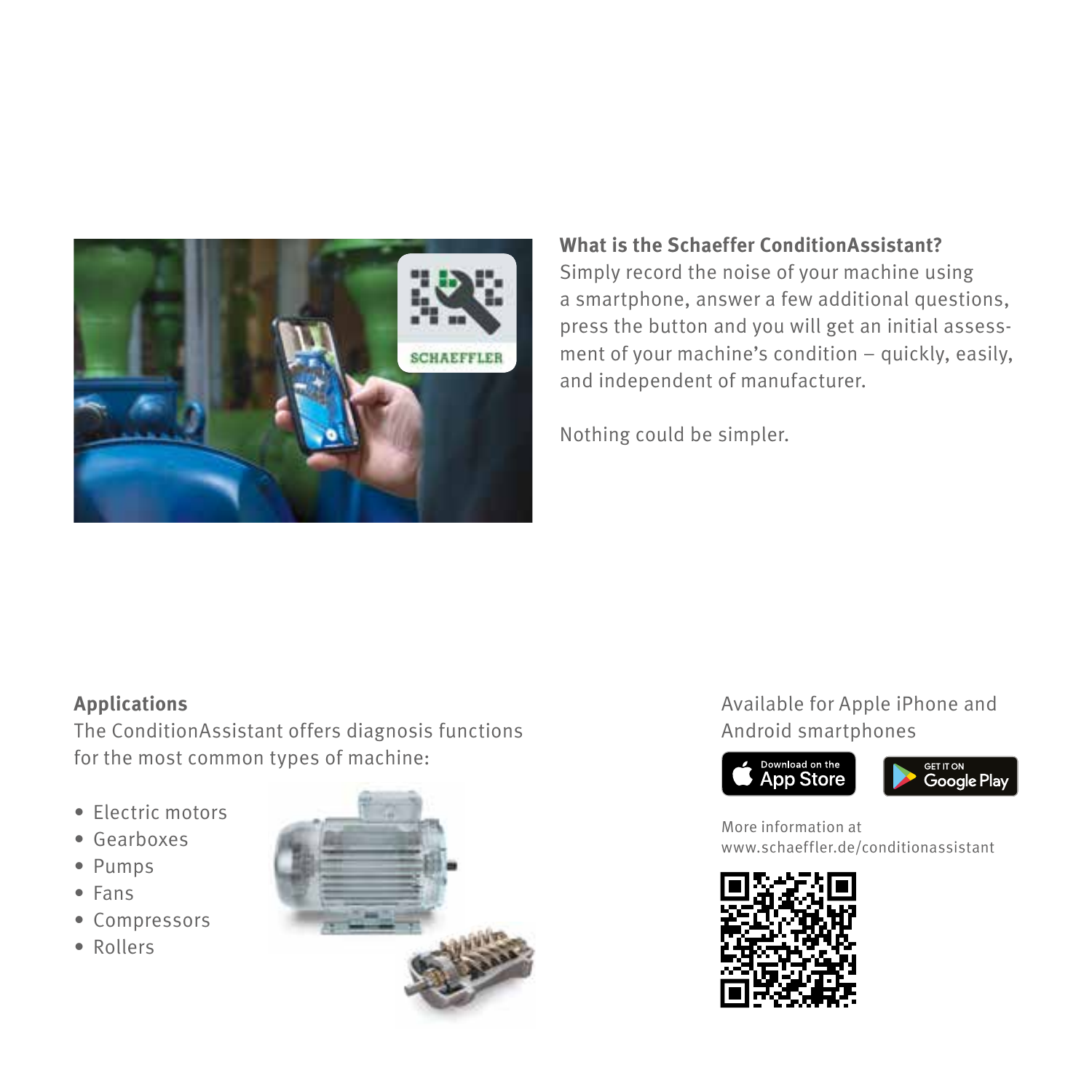**What is the Schaeffer ConditionAssistant?**

Simply record the noise of your machine using a smartphone, answer a few additional questions, press the button and you will get an initial assessment of your machine's condition – quickly, easily, and independent of manufacturer.

Nothing could be simpler.

**Applications**

The ConditionAssistant offers diagnosis functions for the most common types of machine:

- Electric motors
- Gearboxes
- Pumps
- Fans
- Compressors
- Rollers

Available for Apple iPhone and Android smartphones

More information at
www.schaeffler.de/conditionassistant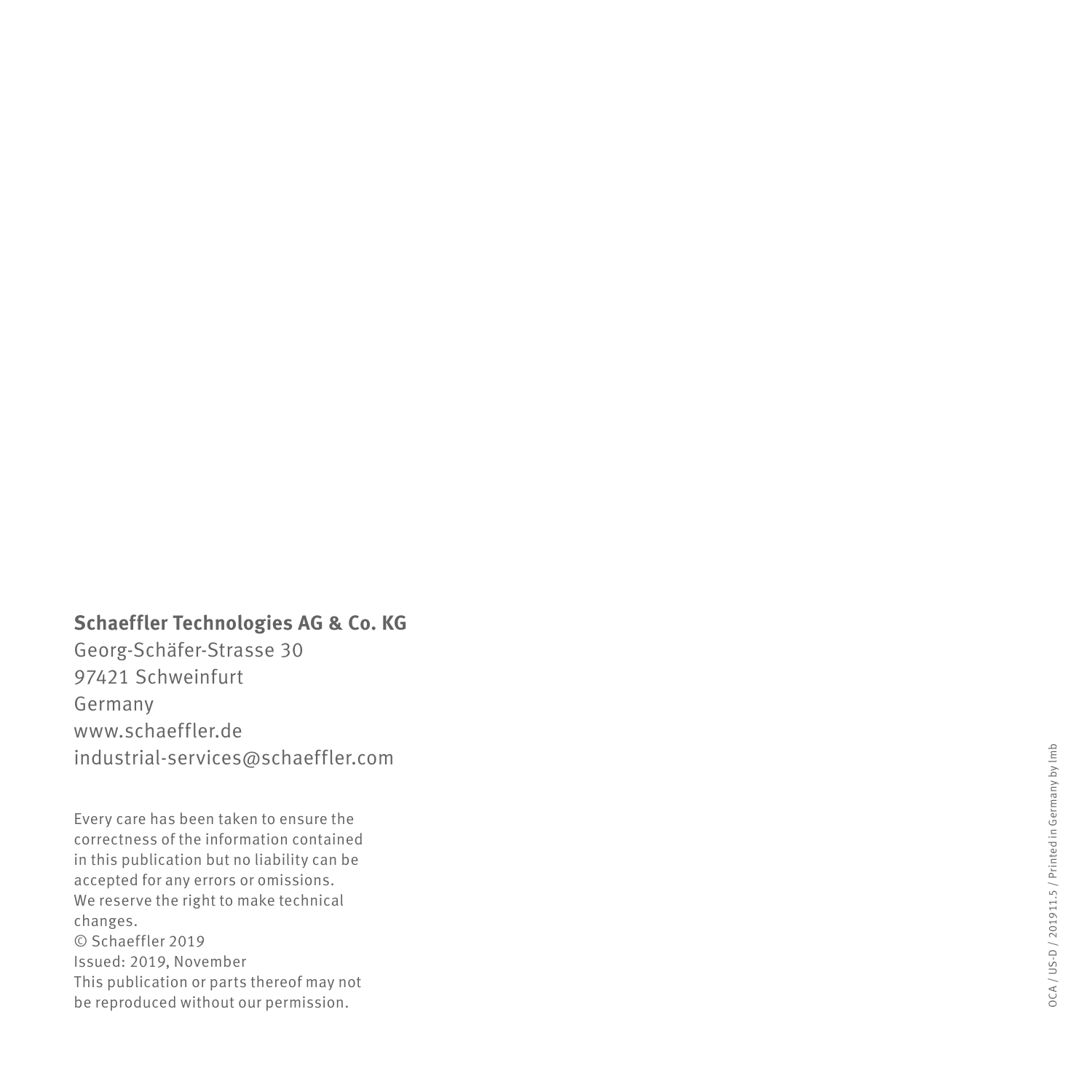**Schaeffler Technologies AG & Co. KG**
Georg-Schäfer-Strasse 30
97421 Schweinfurt
Germany
www.schaeffler.de
industrial-services@schaeffler.com

Every care has been taken to ensure the correctness of the information contained in this publication but no liability can be accepted for any errors or omissions. We reserve the right to make technical changes.
© Schaeffler 2019
Issued: 2019, November
This publication or parts thereof may not be reproduced without our permission.

OCA / US-D / 201911.5 / Printed in Germany by lmb